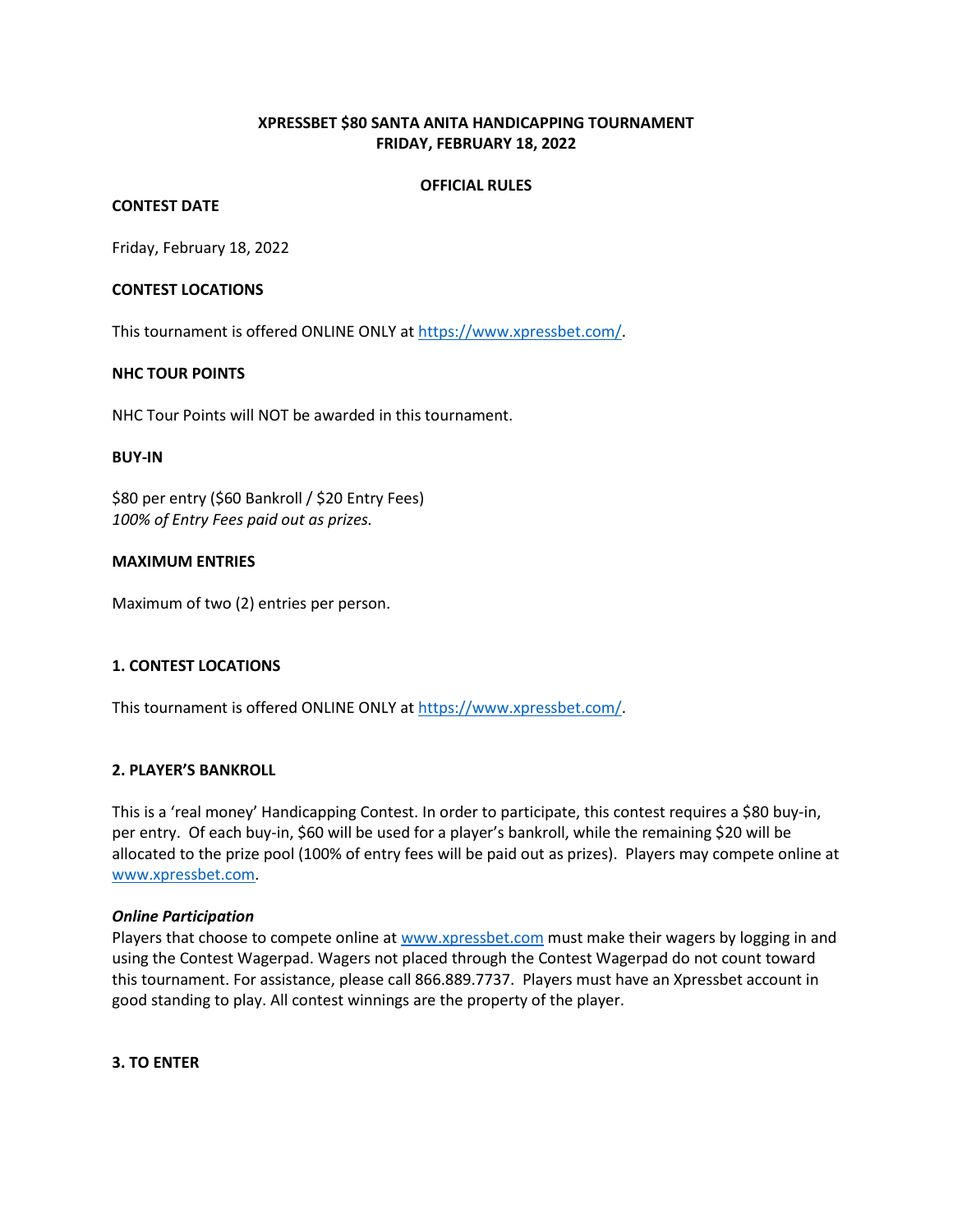# XPRESSBET $80 SANTA ANITA HANDICAPPING TOURNAMENT
# FRIDAY, FEBRUARY 18, 2022

## OFFICIAL RULES

**CONTEST DATE**

Friday, February 18, 2022

**CONTEST LOCATIONS**

This tournament is offered ONLINE ONLY at https://www.xpressbet.com/.

**NHC TOUR POINTS**

NHC Tour Points will NOT be awarded in this tournament.

**BUY-IN**

$80 per entry ($60 Bankroll / $20 Entry Fees)
*100% of Entry Fees paid out as prizes.*

**MAXIMUM ENTRIES**

Maximum of two (2) entries per person.

### 1. CONTEST LOCATIONS

This tournament is offered ONLINE ONLY at https://www.xpressbet.com/.

### 2. PLAYER'S BANKROLL

This is a 'real money' Handicapping Contest. In order to participate, this contest requires a $80 buy-in, per entry. Of each buy-in, $60 will be used for a player's bankroll, while the remaining $20 will be allocated to the prize pool (100% of entry fees will be paid out as prizes). Players may compete online at www.xpressbet.com.

***Online Participation***
Players that choose to compete online at www.xpressbet.com must make their wagers by logging in and using the Contest Wagerpad. Wagers not placed through the Contest Wagerpad do not count toward this tournament. For assistance, please call 866.889.7737. Players must have an Xpressbet account in good standing to play. All contest winnings are the property of the player.

### 3. TO ENTER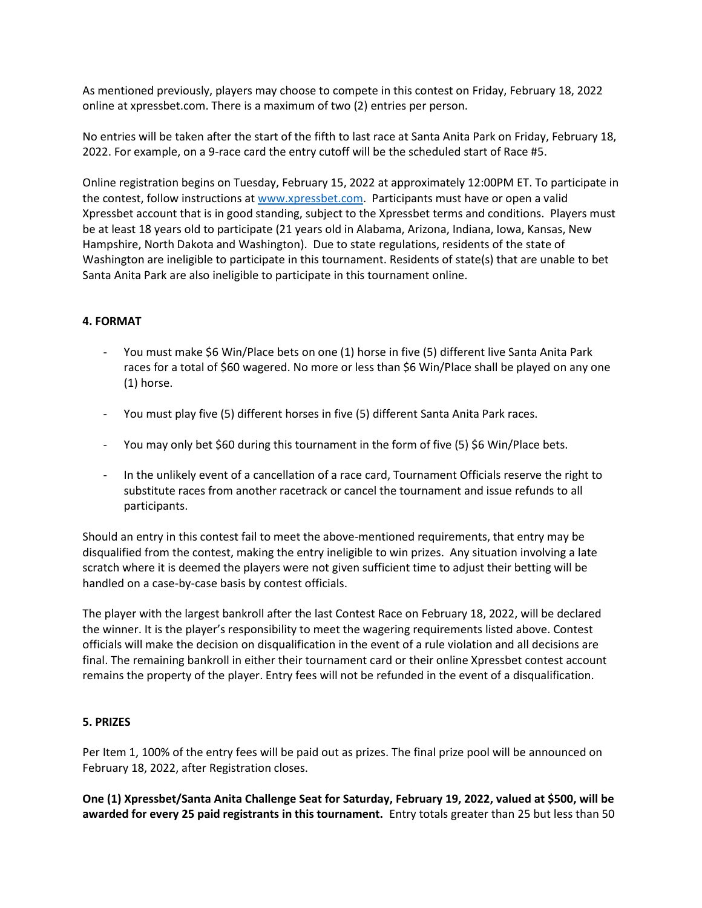As mentioned previously, players may choose to compete in this contest on Friday, February 18, 2022 online at xpressbet.com. There is a maximum of two (2) entries per person.

No entries will be taken after the start of the fifth to last race at Santa Anita Park on Friday, February 18, 2022. For example, on a 9-race card the entry cutoff will be the scheduled start of Race #5.

Online registration begins on Tuesday, February 15, 2022 at approximately 12:00PM ET. To participate in the contest, follow instructions at [www.xpressbet.com](www.xpressbet.com). Participants must have or open a valid Xpressbet account that is in good standing, subject to the Xpressbet terms and conditions. Players must be at least 18 years old to participate (21 years old in Alabama, Arizona, Indiana, Iowa, Kansas, New Hampshire, North Dakota and Washington). Due to state regulations, residents of the state of Washington are ineligible to participate in this tournament. Residents of state(s) that are unable to bet Santa Anita Park are also ineligible to participate in this tournament online.

**4. FORMAT**

- You must make $6 Win/Place bets on one (1) horse in five (5) different live Santa Anita Park races for a total of $60 wagered. No more or less than $6 Win/Place shall be played on any one (1) horse.
- You must play five (5) different horses in five (5) different Santa Anita Park races.
- You may only bet $60 during this tournament in the form of five (5) $6 Win/Place bets.
- In the unlikely event of a cancellation of a race card, Tournament Officials reserve the right to substitute races from another racetrack or cancel the tournament and issue refunds to all participants.

Should an entry in this contest fail to meet the above-mentioned requirements, that entry may be disqualified from the contest, making the entry ineligible to win prizes. Any situation involving a late scratch where it is deemed the players were not given sufficient time to adjust their betting will be handled on a case-by-case basis by contest officials.

The player with the largest bankroll after the last Contest Race on February 18, 2022, will be declared the winner. It is the player's responsibility to meet the wagering requirements listed above. Contest officials will make the decision on disqualification in the event of a rule violation and all decisions are final. The remaining bankroll in either their tournament card or their online Xpressbet contest account remains the property of the player. Entry fees will not be refunded in the event of a disqualification.

**5. PRIZES**

Per Item 1, 100% of the entry fees will be paid out as prizes. The final prize pool will be announced on February 18, 2022, after Registration closes.

**One (1) Xpressbet/Santa Anita Challenge Seat for Saturday, February 19, 2022, valued at $500, will be awarded for every 25 paid registrants in this tournament.** Entry totals greater than 25 but less than 50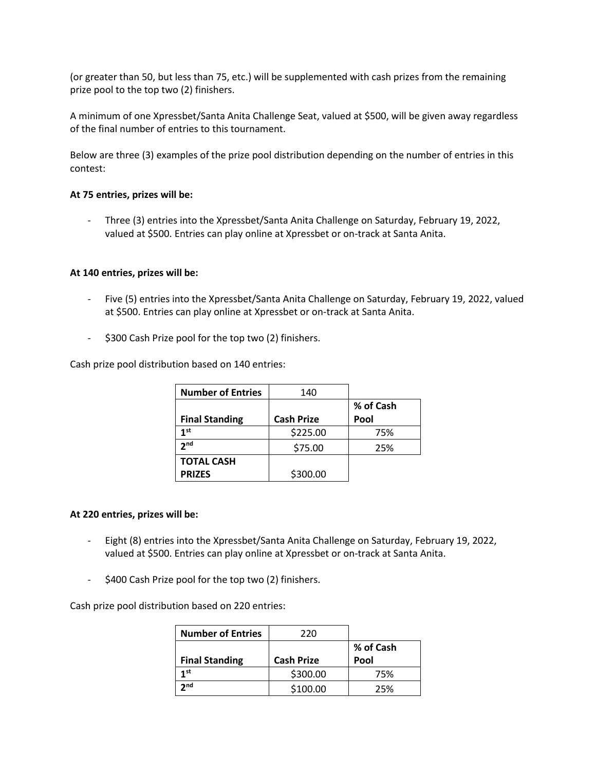(or greater than 50, but less than 75, etc.) will be supplemented with cash prizes from the remaining prize pool to the top two (2) finishers.

A minimum of one Xpressbet/Santa Anita Challenge Seat, valued at $500, will be given away regardless of the final number of entries to this tournament.

Below are three (3) examples of the prize pool distribution depending on the number of entries in this contest:

**At 75 entries, prizes will be:**

- Three (3) entries into the Xpressbet/Santa Anita Challenge on Saturday, February 19, 2022, valued at $500. Entries can play online at Xpressbet or on-track at Santa Anita.

**At 140 entries, prizes will be:**

- Five (5) entries into the Xpressbet/Santa Anita Challenge on Saturday, February 19, 2022, valued at $500. Entries can play online at Xpressbet or on-track at Santa Anita.
- $300 Cash Prize pool for the top two (2) finishers.

Cash prize pool distribution based on 140 entries:

| **Number of Entries** | 140 | |
|---|---|---|
| **Final Standing** | **Cash Prize** | **% of Cash Pool** |
| **1st** | $225.00 | 75% |
| **2nd** | $75.00 | 25% |
| **TOTAL CASH PRIZES** | $300.00 | |

**At 220 entries, prizes will be:**

- Eight (8) entries into the Xpressbet/Santa Anita Challenge on Saturday, February 19, 2022, valued at $500. Entries can play online at Xpressbet or on-track at Santa Anita.
- $400 Cash Prize pool for the top two (2) finishers.

Cash prize pool distribution based on 220 entries:

| **Number of Entries** | 220 | |
|---|---|---|
| **Final Standing** | **Cash Prize** | **% of Cash Pool** |
| **1st** | $300.00 | 75% |
| **2nd** | $100.00 | 25% |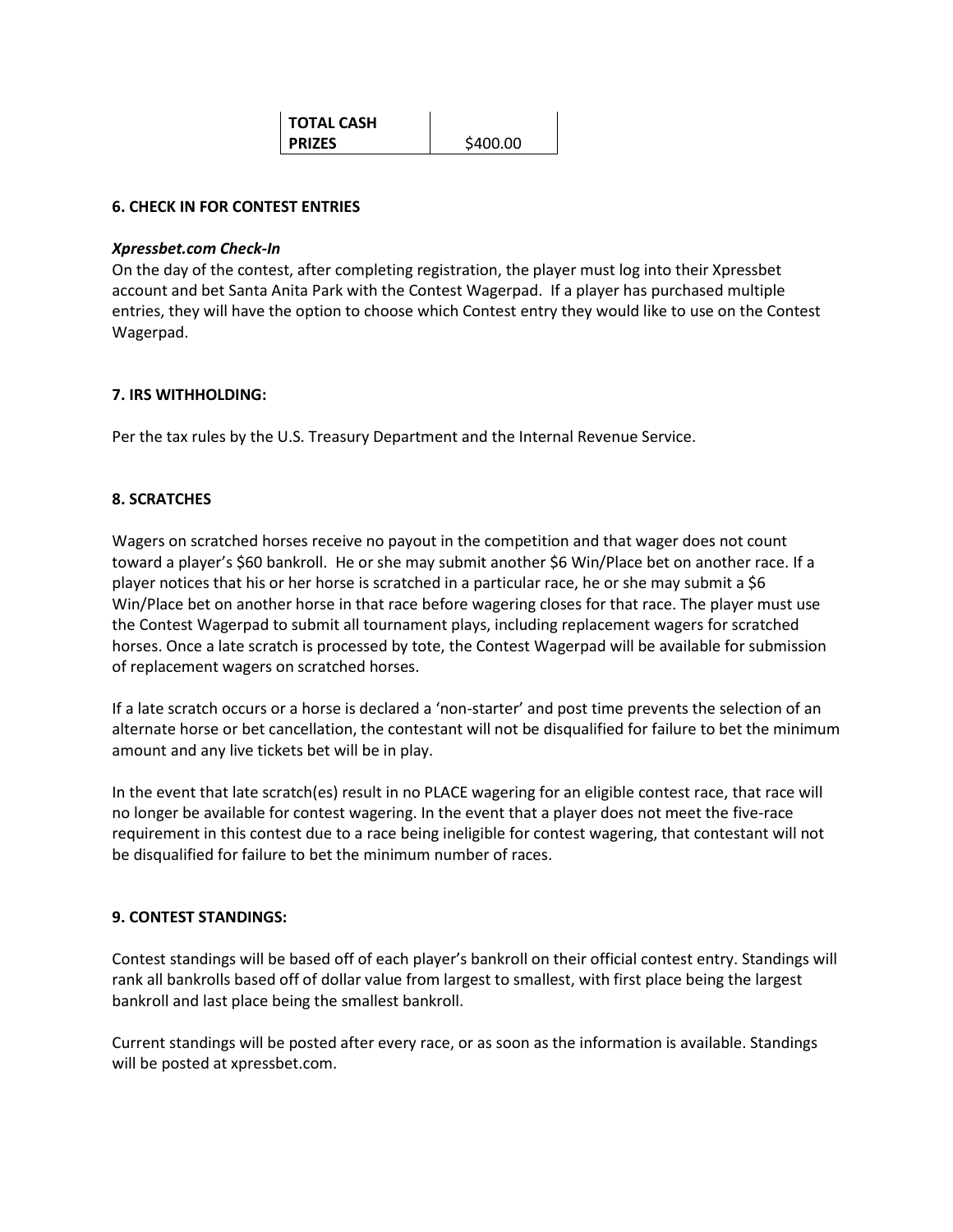| TOTAL CASH PRIZES | $400.00 |
|---|---|

**6. CHECK IN FOR CONTEST ENTRIES**

***Xpressbet.com Check-In***

On the day of the contest, after completing registration, the player must log into their Xpressbet account and bet Santa Anita Park with the Contest Wagerpad. If a player has purchased multiple entries, they will have the option to choose which Contest entry they would like to use on the Contest Wagerpad.

**7. IRS WITHHOLDING:**

Per the tax rules by the U.S. Treasury Department and the Internal Revenue Service.

**8. SCRATCHES**

Wagers on scratched horses receive no payout in the competition and that wager does not count toward a player's $60 bankroll. He or she may submit another $6 Win/Place bet on another race. If a player notices that his or her horse is scratched in a particular race, he or she may submit a $6 Win/Place bet on another horse in that race before wagering closes for that race. The player must use the Contest Wagerpad to submit all tournament plays, including replacement wagers for scratched horses. Once a late scratch is processed by tote, the Contest Wagerpad will be available for submission of replacement wagers on scratched horses.

If a late scratch occurs or a horse is declared a 'non-starter' and post time prevents the selection of an alternate horse or bet cancellation, the contestant will not be disqualified for failure to bet the minimum amount and any live tickets bet will be in play.

In the event that late scratch(es) result in no PLACE wagering for an eligible contest race, that race will no longer be available for contest wagering. In the event that a player does not meet the five-race requirement in this contest due to a race being ineligible for contest wagering, that contestant will not be disqualified for failure to bet the minimum number of races.

**9. CONTEST STANDINGS:**

Contest standings will be based off of each player's bankroll on their official contest entry. Standings will rank all bankrolls based off of dollar value from largest to smallest, with first place being the largest bankroll and last place being the smallest bankroll.

Current standings will be posted after every race, or as soon as the information is available. Standings will be posted at xpressbet.com.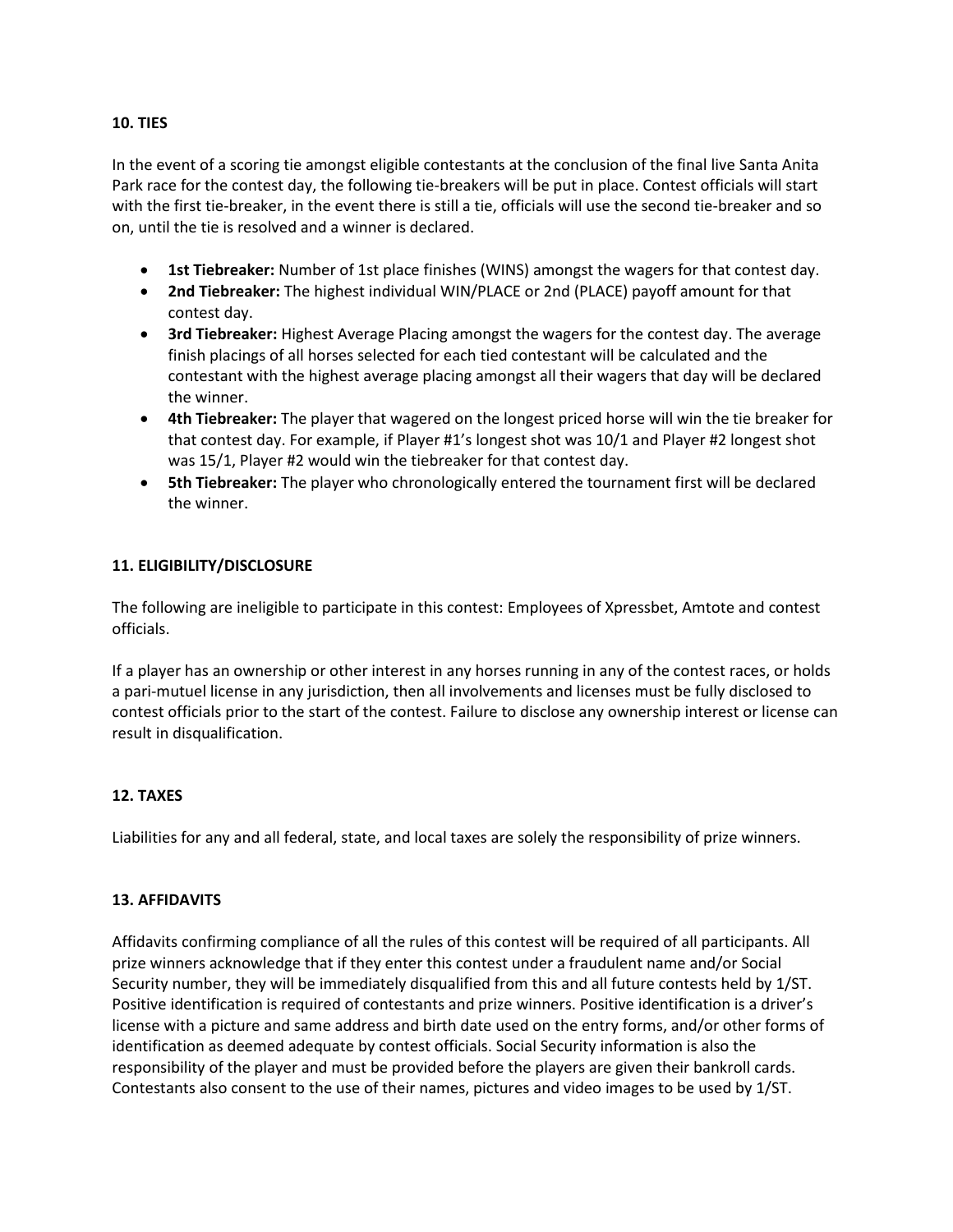**10. TIES**

In the event of a scoring tie amongst eligible contestants at the conclusion of the final live Santa Anita Park race for the contest day, the following tie-breakers will be put in place. Contest officials will start with the first tie-breaker, in the event there is still a tie, officials will use the second tie-breaker and so on, until the tie is resolved and a winner is declared.

- **1st Tiebreaker:** Number of 1st place finishes (WINS) amongst the wagers for that contest day.
- **2nd Tiebreaker:** The highest individual WIN/PLACE or 2nd (PLACE) payoff amount for that contest day.
- **3rd Tiebreaker:** Highest Average Placing amongst the wagers for the contest day. The average finish placings of all horses selected for each tied contestant will be calculated and the contestant with the highest average placing amongst all their wagers that day will be declared the winner.
- **4th Tiebreaker:** The player that wagered on the longest priced horse will win the tie breaker for that contest day. For example, if Player #1's longest shot was 10/1 and Player #2 longest shot was 15/1, Player #2 would win the tiebreaker for that contest day.
- **5th Tiebreaker:** The player who chronologically entered the tournament first will be declared the winner.

**11. ELIGIBILITY/DISCLOSURE**

The following are ineligible to participate in this contest: Employees of Xpressbet, Amtote and contest officials.

If a player has an ownership or other interest in any horses running in any of the contest races, or holds a pari-mutuel license in any jurisdiction, then all involvements and licenses must be fully disclosed to contest officials prior to the start of the contest. Failure to disclose any ownership interest or license can result in disqualification.

**12. TAXES**

Liabilities for any and all federal, state, and local taxes are solely the responsibility of prize winners.

**13. AFFIDAVITS**

Affidavits confirming compliance of all the rules of this contest will be required of all participants. All prize winners acknowledge that if they enter this contest under a fraudulent name and/or Social Security number, they will be immediately disqualified from this and all future contests held by 1/ST. Positive identification is required of contestants and prize winners. Positive identification is a driver's license with a picture and same address and birth date used on the entry forms, and/or other forms of identification as deemed adequate by contest officials. Social Security information is also the responsibility of the player and must be provided before the players are given their bankroll cards. Contestants also consent to the use of their names, pictures and video images to be used by 1/ST.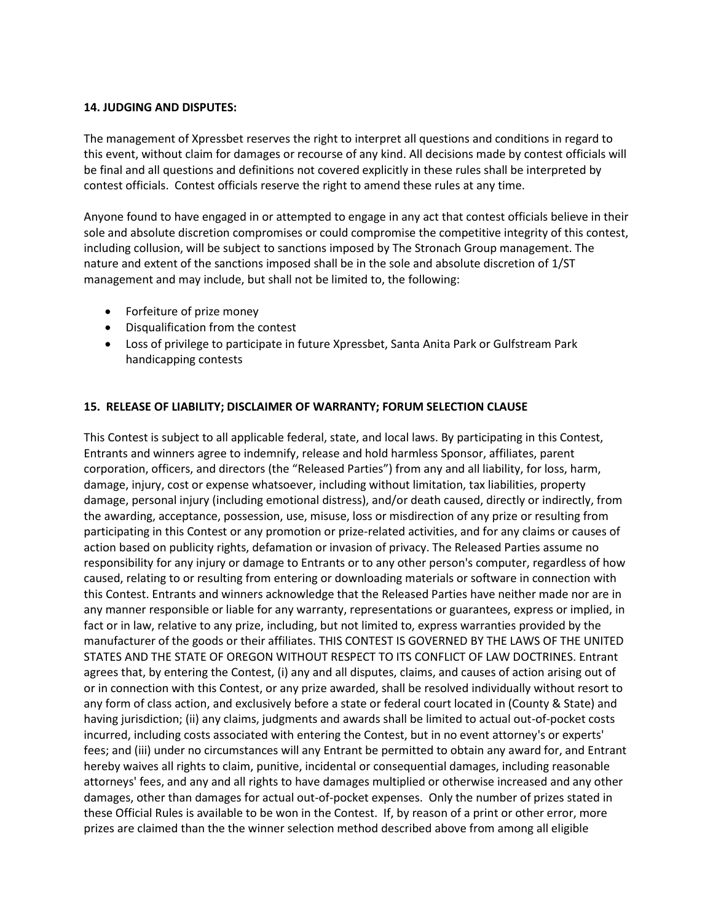**14. JUDGING AND DISPUTES:**

The management of Xpressbet reserves the right to interpret all questions and conditions in regard to this event, without claim for damages or recourse of any kind. All decisions made by contest officials will be final and all questions and definitions not covered explicitly in these rules shall be interpreted by contest officials. Contest officials reserve the right to amend these rules at any time.

Anyone found to have engaged in or attempted to engage in any act that contest officials believe in their sole and absolute discretion compromises or could compromise the competitive integrity of this contest, including collusion, will be subject to sanctions imposed by The Stronach Group management. The nature and extent of the sanctions imposed shall be in the sole and absolute discretion of 1/ST management and may include, but shall not be limited to, the following:

- Forfeiture of prize money
- Disqualification from the contest
- Loss of privilege to participate in future Xpressbet, Santa Anita Park or Gulfstream Park handicapping contests

**15. RELEASE OF LIABILITY; DISCLAIMER OF WARRANTY; FORUM SELECTION CLAUSE**

This Contest is subject to all applicable federal, state, and local laws. By participating in this Contest, Entrants and winners agree to indemnify, release and hold harmless Sponsor, affiliates, parent corporation, officers, and directors (the "Released Parties") from any and all liability, for loss, harm, damage, injury, cost or expense whatsoever, including without limitation, tax liabilities, property damage, personal injury (including emotional distress), and/or death caused, directly or indirectly, from the awarding, acceptance, possession, use, misuse, loss or misdirection of any prize or resulting from participating in this Contest or any promotion or prize-related activities, and for any claims or causes of action based on publicity rights, defamation or invasion of privacy. The Released Parties assume no responsibility for any injury or damage to Entrants or to any other person's computer, regardless of how caused, relating to or resulting from entering or downloading materials or software in connection with this Contest. Entrants and winners acknowledge that the Released Parties have neither made nor are in any manner responsible or liable for any warranty, representations or guarantees, express or implied, in fact or in law, relative to any prize, including, but not limited to, express warranties provided by the manufacturer of the goods or their affiliates. THIS CONTEST IS GOVERNED BY THE LAWS OF THE UNITED STATES AND THE STATE OF OREGON WITHOUT RESPECT TO ITS CONFLICT OF LAW DOCTRINES. Entrant agrees that, by entering the Contest, (i) any and all disputes, claims, and causes of action arising out of or in connection with this Contest, or any prize awarded, shall be resolved individually without resort to any form of class action, and exclusively before a state or federal court located in (County & State) and having jurisdiction; (ii) any claims, judgments and awards shall be limited to actual out-of-pocket costs incurred, including costs associated with entering the Contest, but in no event attorney's or experts' fees; and (iii) under no circumstances will any Entrant be permitted to obtain any award for, and Entrant hereby waives all rights to claim, punitive, incidental or consequential damages, including reasonable attorneys' fees, and any and all rights to have damages multiplied or otherwise increased and any other damages, other than damages for actual out-of-pocket expenses. Only the number of prizes stated in these Official Rules is available to be won in the Contest. If, by reason of a print or other error, more prizes are claimed than the the winner selection method described above from among all eligible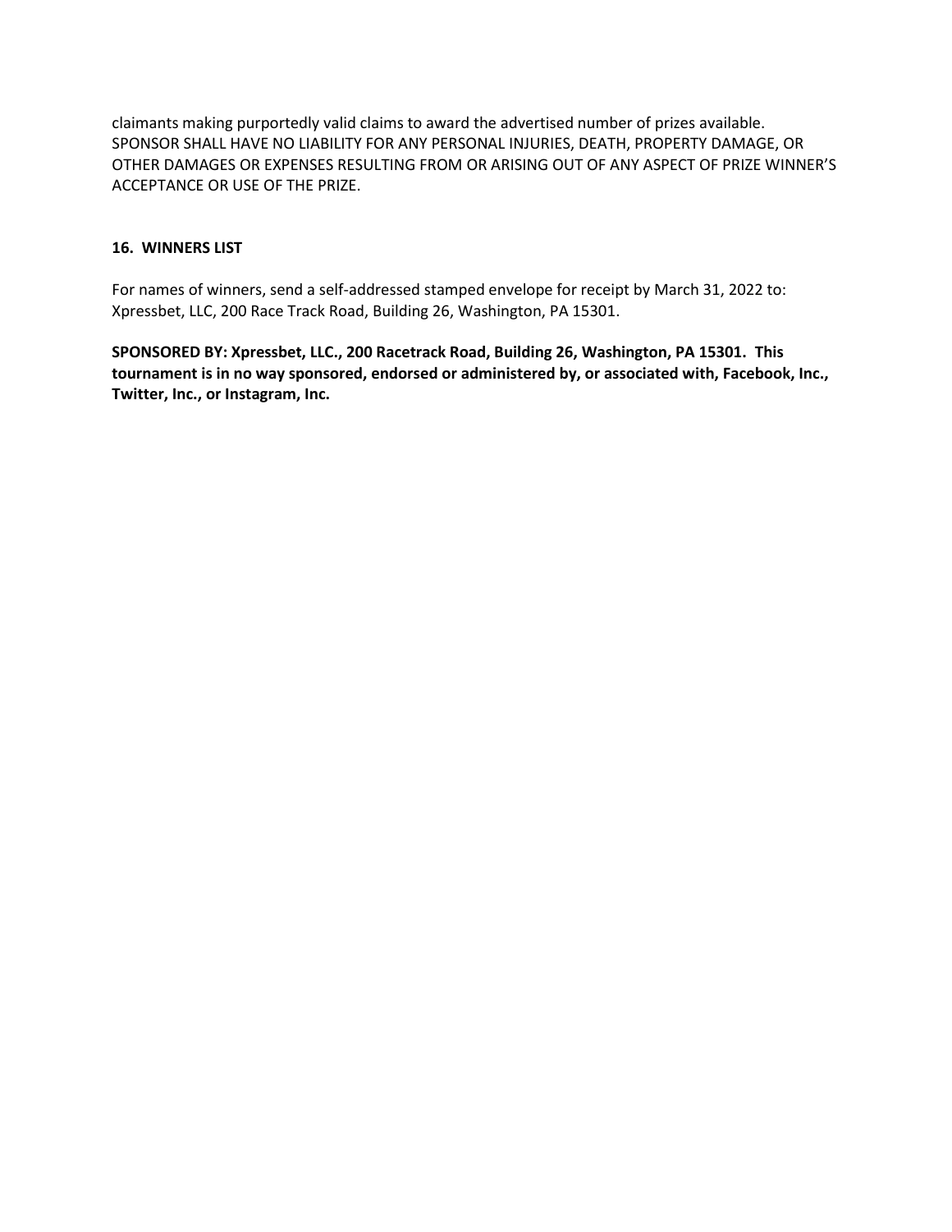claimants making purportedly valid claims to award the advertised number of prizes available. SPONSOR SHALL HAVE NO LIABILITY FOR ANY PERSONAL INJURIES, DEATH, PROPERTY DAMAGE, OR OTHER DAMAGES OR EXPENSES RESULTING FROM OR ARISING OUT OF ANY ASPECT OF PRIZE WINNER'S ACCEPTANCE OR USE OF THE PRIZE.

**16. WINNERS LIST**

For names of winners, send a self-addressed stamped envelope for receipt by March 31, 2022 to: Xpressbet, LLC, 200 Race Track Road, Building 26, Washington, PA 15301.

**SPONSORED BY: Xpressbet, LLC., 200 Racetrack Road, Building 26, Washington, PA 15301. This tournament is in no way sponsored, endorsed or administered by, or associated with, Facebook, Inc., Twitter, Inc., or Instagram, Inc.**